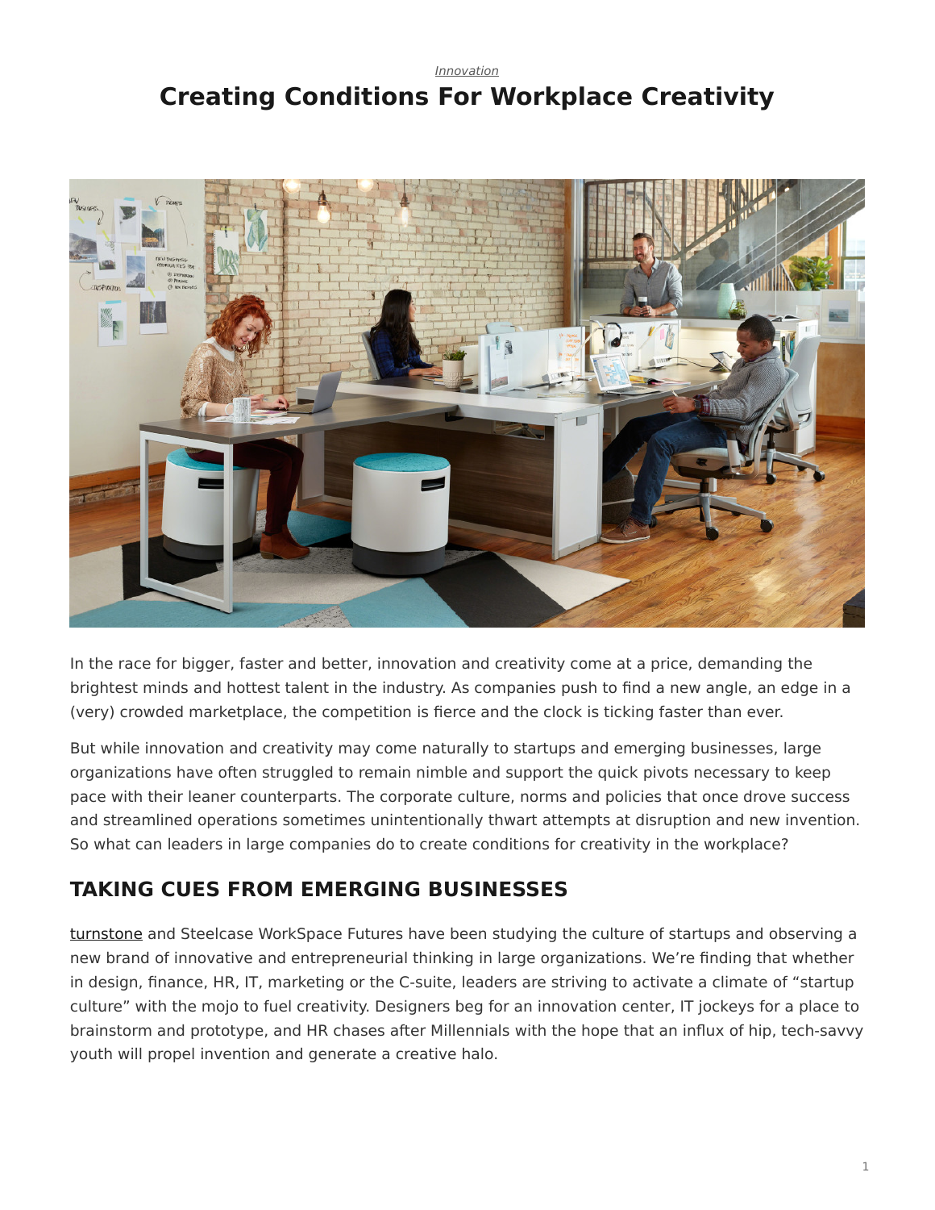*Innovation*

# Creating Conditions For Workplace Creativity

In the race for bigger, faster and better, innovation and creativity come at a price, demanding the brightest minds and hottest talent in the industry. As companies push to find a new angle, an edge in a (very) crowded marketplace, the competition is fierce and the clock is ticking faster than ever.

But while innovation and creativity may come naturally to startups and emerging businesses, large organizations have often struggled to remain nimble and support the quick pivots necessary to keep pace with their leaner counterparts. The corporate culture, norms and policies that once drove success and streamlined operations sometimes unintentionally thwart attempts at disruption and new invention. So what can leaders in large companies do to create conditions for creativity in the workplace?

## TAKING CUES FROM EMERGING BUSINESSES

turnstone and Steelcase WorkSpace Futures have been studying the culture of startups and observing a new brand of innovative and entrepreneurial thinking in large organizations. We're finding that whether in design, finance, HR, IT, marketing or the C-suite, leaders are striving to activate a climate of "startup culture" with the mojo to fuel creativity. Designers beg for an innovation center, IT jockeys for a place to brainstorm and prototype, and HR chases after Millennials with the hope that an influx of hip, tech-savvy youth will propel invention and generate a creative halo.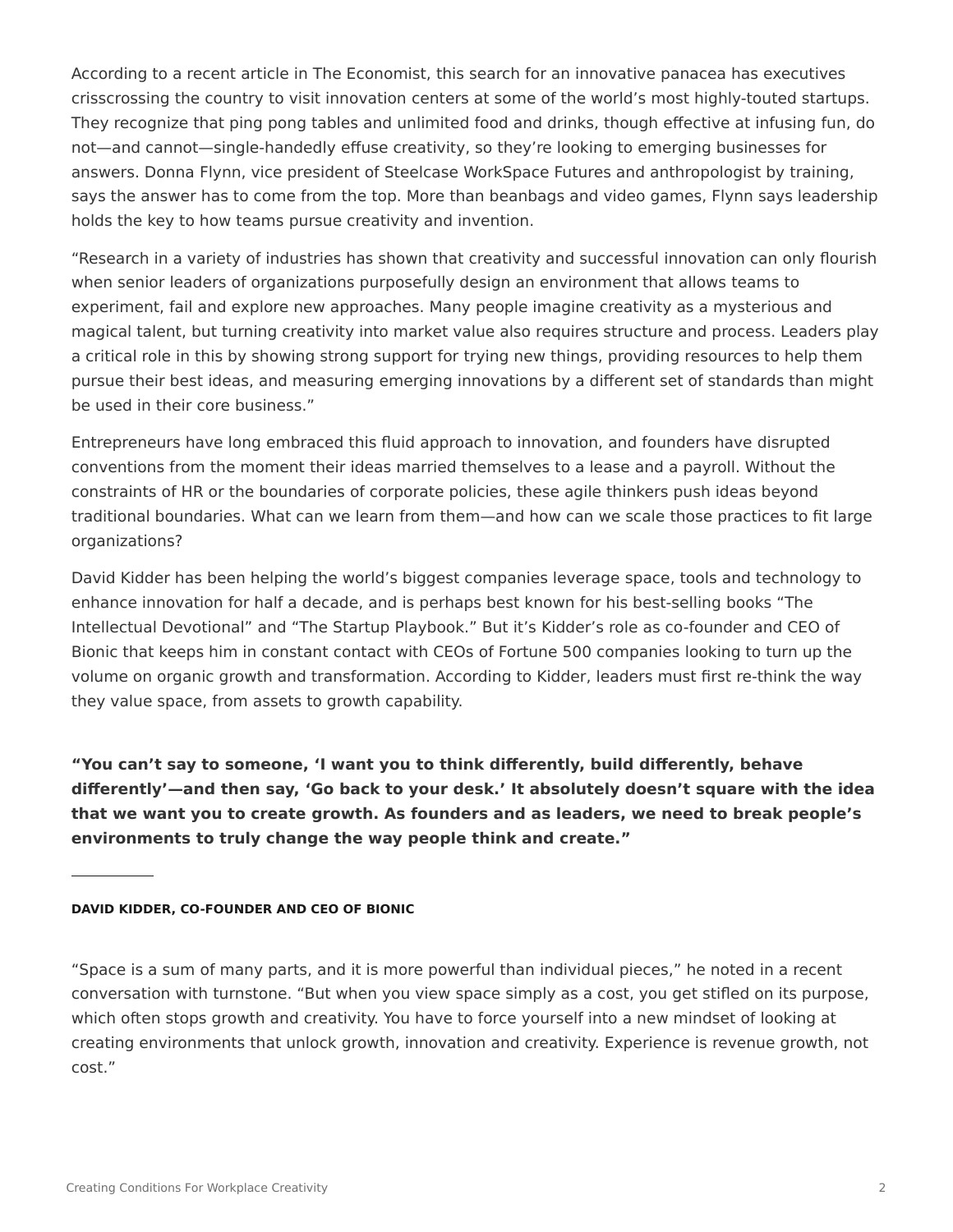According to a recent article in The Economist, this search for an innovative panacea has executives crisscrossing the country to visit innovation centers at some of the world's most highly-touted startups. They recognize that ping pong tables and unlimited food and drinks, though effective at infusing fun, do not—and cannot—single-handedly effuse creativity, so they're looking to emerging businesses for answers. Donna Flynn, vice president of Steelcase WorkSpace Futures and anthropologist by training, says the answer has to come from the top. More than beanbags and video games, Flynn says leadership holds the key to how teams pursue creativity and invention.

"Research in a variety of industries has shown that creativity and successful innovation can only flourish when senior leaders of organizations purposefully design an environment that allows teams to experiment, fail and explore new approaches. Many people imagine creativity as a mysterious and magical talent, but turning creativity into market value also requires structure and process. Leaders play a critical role in this by showing strong support for trying new things, providing resources to help them pursue their best ideas, and measuring emerging innovations by a different set of standards than might be used in their core business."

Entrepreneurs have long embraced this fluid approach to innovation, and founders have disrupted conventions from the moment their ideas married themselves to a lease and a payroll. Without the constraints of HR or the boundaries of corporate policies, these agile thinkers push ideas beyond traditional boundaries. What can we learn from them—and how can we scale those practices to fit large organizations?

David Kidder has been helping the world's biggest companies leverage space, tools and technology to enhance innovation for half a decade, and is perhaps best known for his best-selling books "The Intellectual Devotional" and "The Startup Playbook." But it's Kidder's role as co-founder and CEO of Bionic that keeps him in constant contact with CEOs of Fortune 500 companies looking to turn up the volume on organic growth and transformation. According to Kidder, leaders must first re-think the way they value space, from assets to growth capability.

**"You can't say to someone, 'I want you to think differently, build differently, behave differently'—and then say, 'Go back to your desk.' It absolutely doesn't square with the idea that we want you to create growth. As founders and as leaders, we need to break people's environments to truly change the way people think and create."**

**DAVID KIDDER, CO-FOUNDER AND CEO OF BIONIC**

"Space is a sum of many parts, and it is more powerful than individual pieces," he noted in a recent conversation with turnstone. "But when you view space simply as a cost, you get stifled on its purpose, which often stops growth and creativity. You have to force yourself into a new mindset of looking at creating environments that unlock growth, innovation and creativity. Experience is revenue growth, not cost."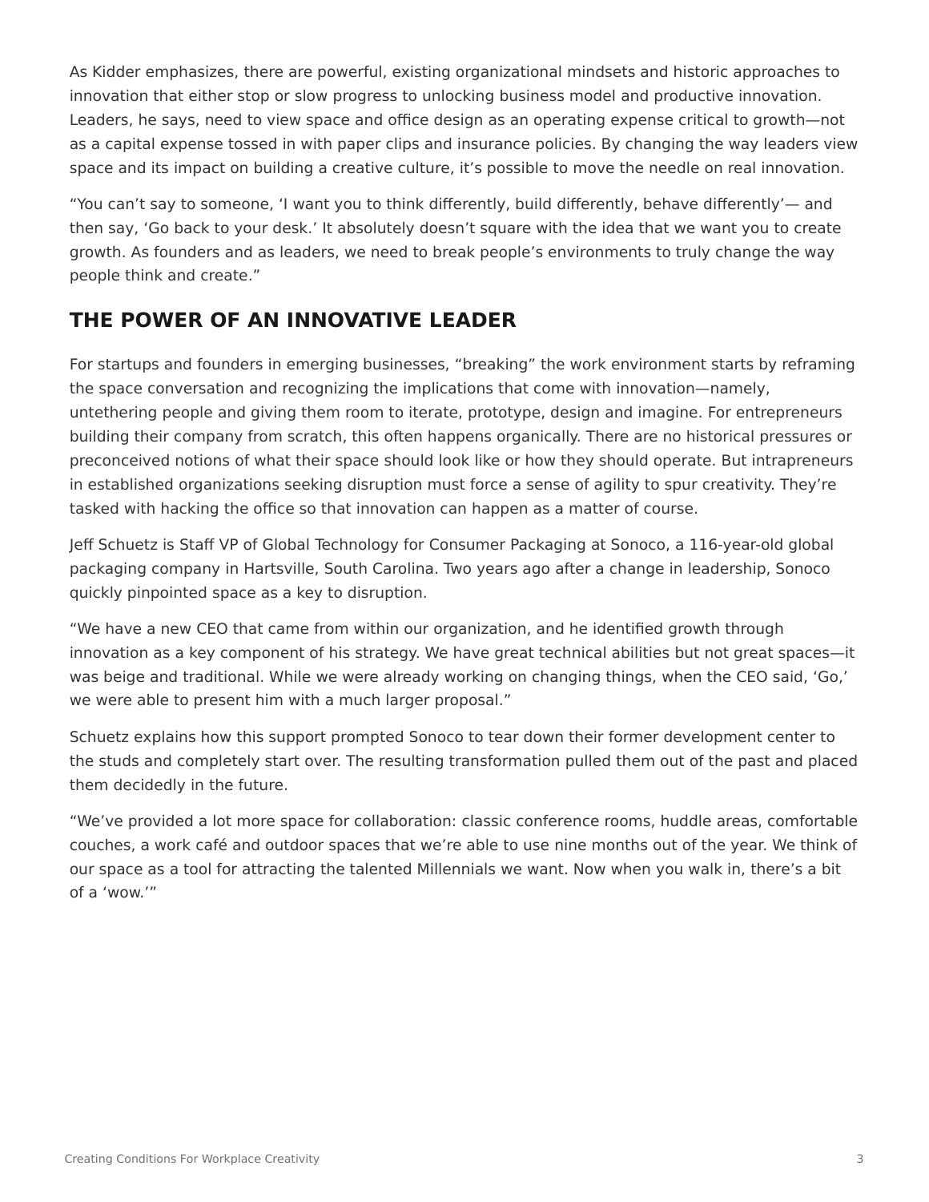As Kidder emphasizes, there are powerful, existing organizational mindsets and historic approaches to innovation that either stop or slow progress to unlocking business model and productive innovation. Leaders, he says, need to view space and office design as an operating expense critical to growth—not as a capital expense tossed in with paper clips and insurance policies. By changing the way leaders view space and its impact on building a creative culture, it's possible to move the needle on real innovation.

"You can't say to someone, 'I want you to think differently, build differently, behave differently'— and then say, 'Go back to your desk.' It absolutely doesn't square with the idea that we want you to create growth. As founders and as leaders, we need to break people's environments to truly change the way people think and create."

## THE POWER OF AN INNOVATIVE LEADER

For startups and founders in emerging businesses, "breaking" the work environment starts by reframing the space conversation and recognizing the implications that come with innovation—namely, untethering people and giving them room to iterate, prototype, design and imagine. For entrepreneurs building their company from scratch, this often happens organically. There are no historical pressures or preconceived notions of what their space should look like or how they should operate. But intrapreneurs in established organizations seeking disruption must force a sense of agility to spur creativity. They're tasked with hacking the office so that innovation can happen as a matter of course.

Jeff Schuetz is Staff VP of Global Technology for Consumer Packaging at Sonoco, a 116-year-old global packaging company in Hartsville, South Carolina. Two years ago after a change in leadership, Sonoco quickly pinpointed space as a key to disruption.

"We have a new CEO that came from within our organization, and he identified growth through innovation as a key component of his strategy. We have great technical abilities but not great spaces—it was beige and traditional. While we were already working on changing things, when the CEO said, 'Go,' we were able to present him with a much larger proposal."

Schuetz explains how this support prompted Sonoco to tear down their former development center to the studs and completely start over. The resulting transformation pulled them out of the past and placed them decidedly in the future.

"We've provided a lot more space for collaboration: classic conference rooms, huddle areas, comfortable couches, a work café and outdoor spaces that we're able to use nine months out of the year. We think of our space as a tool for attracting the talented Millennials we want. Now when you walk in, there's a bit of a 'wow.'"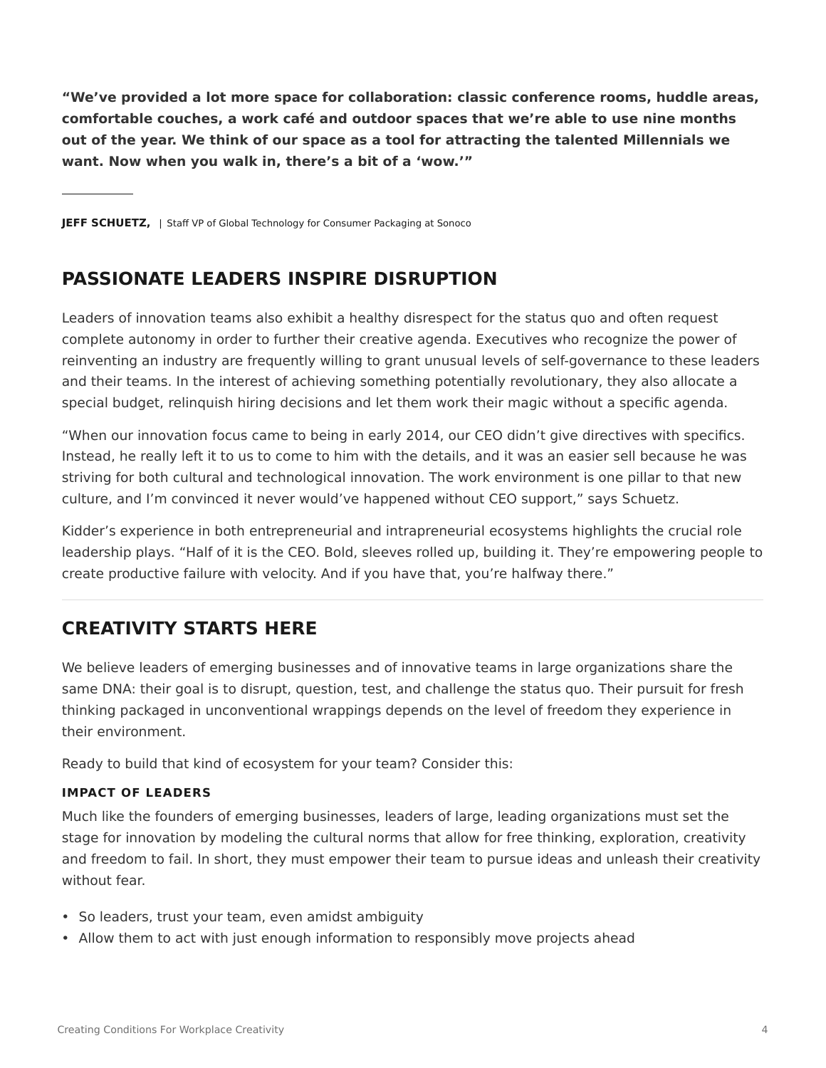**“We’ve provided a lot more space for collaboration: classic conference rooms, huddle areas, comfortable couches, a work café and outdoor spaces that we’re able to use nine months out of the year. We think of our space as a tool for attracting the talented Millennials we want. Now when you walk in, there’s a bit of a ‘wow.’”**

---

**JEFF SCHUETZ,** | Staff VP of Global Technology for Consumer Packaging at Sonoco

## PASSIONATE LEADERS INSPIRE DISRUPTION

Leaders of innovation teams also exhibit a healthy disrespect for the status quo and often request complete autonomy in order to further their creative agenda. Executives who recognize the power of reinventing an industry are frequently willing to grant unusual levels of self-governance to these leaders and their teams. In the interest of achieving something potentially revolutionary, they also allocate a special budget, relinquish hiring decisions and let them work their magic without a specific agenda.

“When our innovation focus came to being in early 2014, our CEO didn’t give directives with specifics. Instead, he really left it to us to come to him with the details, and it was an easier sell because he was striving for both cultural and technological innovation. The work environment is one pillar to that new culture, and I’m convinced it never would’ve happened without CEO support,” says Schuetz.

Kidder’s experience in both entrepreneurial and intrapreneurial ecosystems highlights the crucial role leadership plays. “Half of it is the CEO. Bold, sleeves rolled up, building it. They’re empowering people to create productive failure with velocity. And if you have that, you’re halfway there.”

---

## CREATIVITY STARTS HERE

We believe leaders of emerging businesses and of innovative teams in large organizations share the same DNA: their goal is to disrupt, question, test, and challenge the status quo. Their pursuit for fresh thinking packaged in unconventional wrappings depends on the level of freedom they experience in their environment.

Ready to build that kind of ecosystem for your team? Consider this:

#### IMPACT OF LEADERS

Much like the founders of emerging businesses, leaders of large, leading organizations must set the stage for innovation by modeling the cultural norms that allow for free thinking, exploration, creativity and freedom to fail. In short, they must empower their team to pursue ideas and unleash their creativity without fear.

- So leaders, trust your team, even amidst ambiguity
- Allow them to act with just enough information to responsibly move projects ahead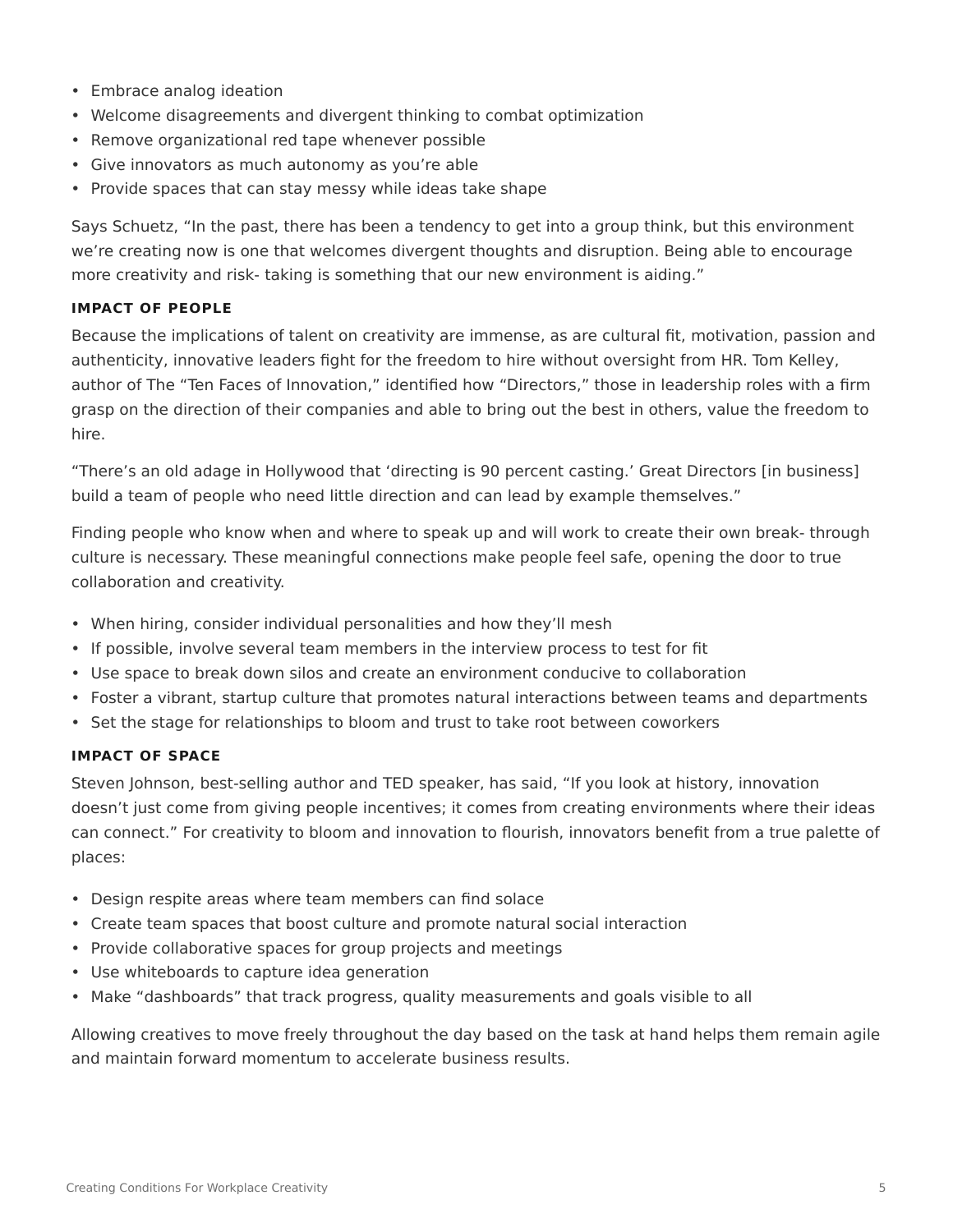- Embrace analog ideation
- Welcome disagreements and divergent thinking to combat optimization
- Remove organizational red tape whenever possible
- Give innovators as much autonomy as you're able
- Provide spaces that can stay messy while ideas take shape

Says Schuetz, "In the past, there has been a tendency to get into a group think, but this environment we're creating now is one that welcomes divergent thoughts and disruption. Being able to encourage more creativity and risk- taking is something that our new environment is aiding."

#### IMPACT OF PEOPLE

Because the implications of talent on creativity are immense, as are cultural fit, motivation, passion and authenticity, innovative leaders fight for the freedom to hire without oversight from HR. Tom Kelley, author of The "Ten Faces of Innovation," identified how "Directors," those in leadership roles with a firm grasp on the direction of their companies and able to bring out the best in others, value the freedom to hire.

"There's an old adage in Hollywood that 'directing is 90 percent casting.' Great Directors [in business] build a team of people who need little direction and can lead by example themselves."

Finding people who know when and where to speak up and will work to create their own break- through culture is necessary. These meaningful connections make people feel safe, opening the door to true collaboration and creativity.

- When hiring, consider individual personalities and how they'll mesh
- If possible, involve several team members in the interview process to test for fit
- Use space to break down silos and create an environment conducive to collaboration
- Foster a vibrant, startup culture that promotes natural interactions between teams and departments
- Set the stage for relationships to bloom and trust to take root between coworkers

#### IMPACT OF SPACE

Steven Johnson, best-selling author and TED speaker, has said, "If you look at history, innovation doesn't just come from giving people incentives; it comes from creating environments where their ideas can connect." For creativity to bloom and innovation to flourish, innovators benefit from a true palette of places:

- Design respite areas where team members can find solace
- Create team spaces that boost culture and promote natural social interaction
- Provide collaborative spaces for group projects and meetings
- Use whiteboards to capture idea generation
- Make "dashboards" that track progress, quality measurements and goals visible to all

Allowing creatives to move freely throughout the day based on the task at hand helps them remain agile and maintain forward momentum to accelerate business results.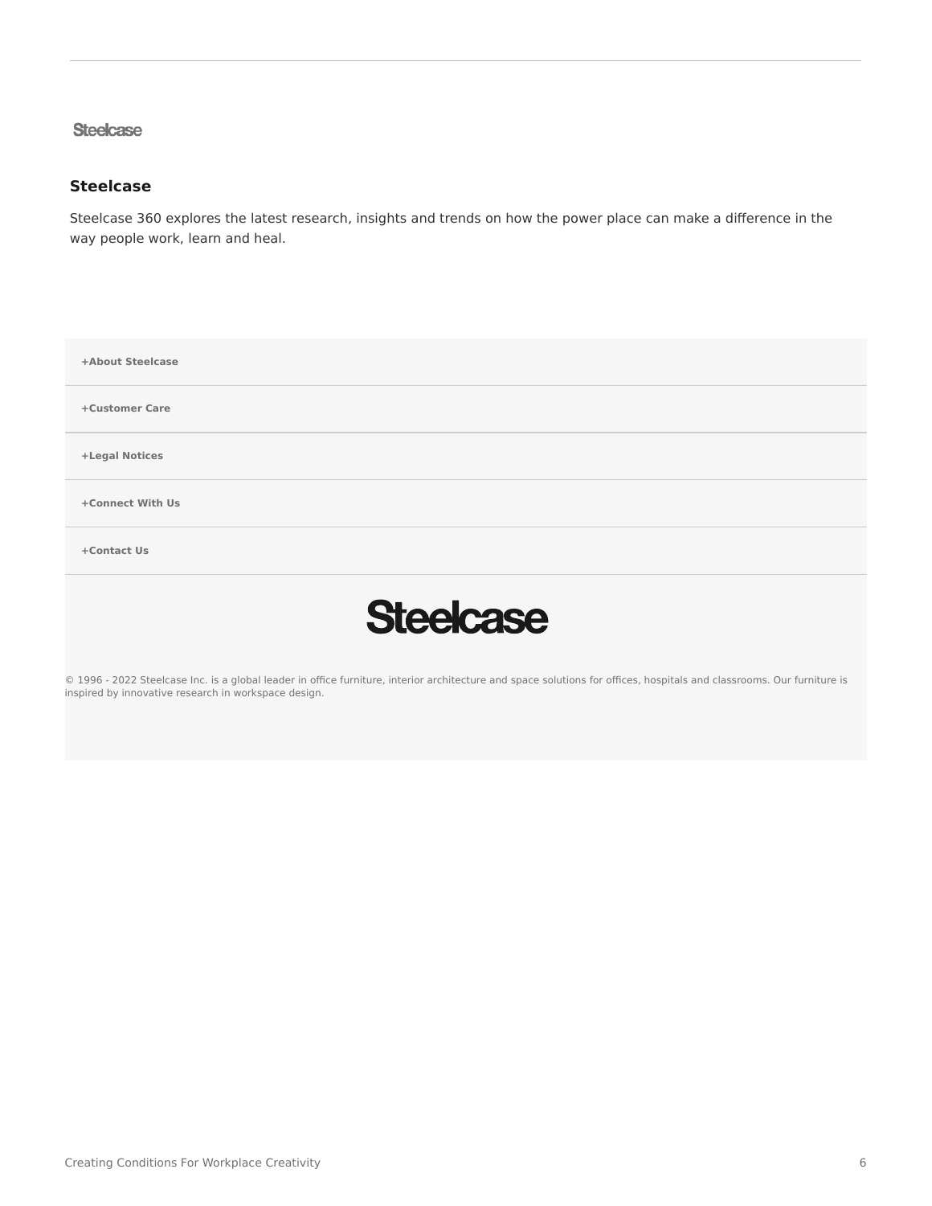---

Steelcase

**Steelcase**

Steelcase 360 explores the latest research, insights and trends on how the power place can make a difference in the way people work, learn and heal.

**+About Steelcase**

**+Customer Care**

**+Legal Notices**

**+Connect With Us**

**+Contact Us**

Steelcase

© 1996 - 2022 Steelcase Inc. is a global leader in office furniture, interior architecture and space solutions for offices, hospitals and classrooms. Our furniture is inspired by innovative research in workspace design.